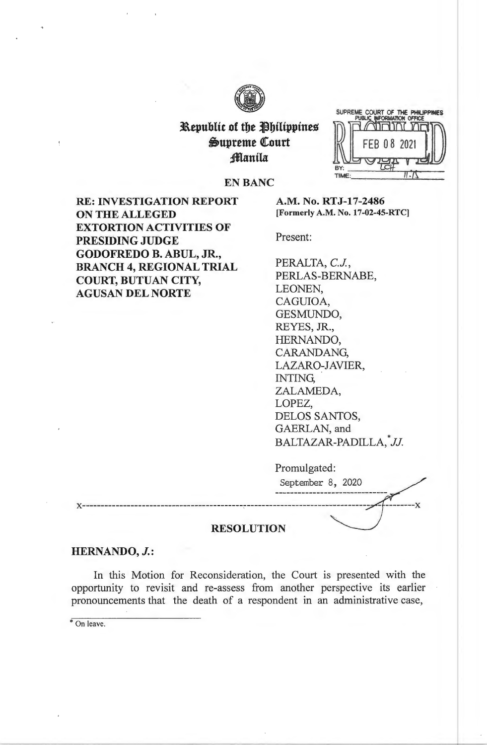**Republic of the Philippines**
**Supreme Court**
**Manila**

SUPREME COURT OF THE PHILIPPINES
PUBLIC INFORMATION OFFICE
RECEIVED
FEB 08 2021
BY: LCH
TIME: 11:15

**EN BANC**

**RE: INVESTIGATION REPORT ON THE ALLEGED EXTORTION ACTIVITIES OF PRESIDING JUDGE GODOFREDO B. ABUL, JR., BRANCH 4, REGIONAL TRIAL COURT, BUTUAN CITY, AGUSAN DEL NORTE**

**A.M. No. RTJ-17-2486**
**[Formerly A.M. No. 17-02-45-RTC]**

Present:

PERALTA, *C.J.*,
PERLAS-BERNABE,
LEONEN,
CAGUIOA,
GESMUNDO,
REYES, JR.,
HERNANDO,
CARANDANG,
LAZARO-JAVIER,
INTING,
ZALAMEDA,
LOPEZ,
DELOS SANTOS,
GAERLAN, and
BALTAZAR-PADILLA,* *JJ.*

Promulgated:
September 8, 2020

x-----------------------------------------------------------------------------------------x

## RESOLUTION

**HERNANDO, *J.*:**

In this Motion for Reconsideration, the Court is presented with the opportunity to revisit and re-assess from another perspective its earlier pronouncements that the death of a respondent in an administrative case,

---

\* On leave.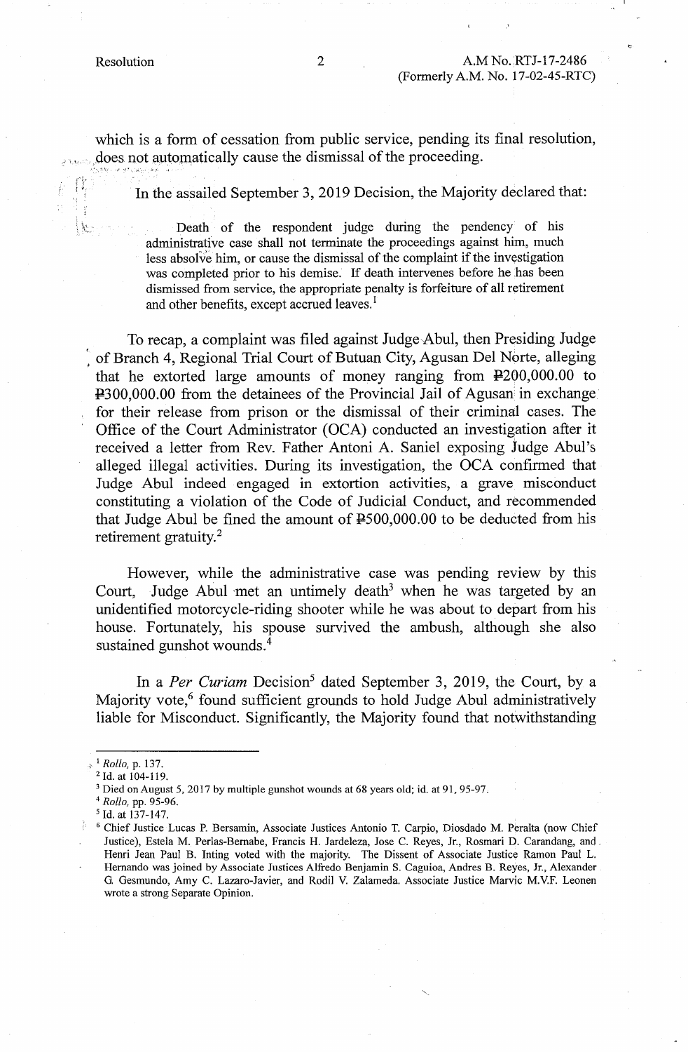which is a form of cessation from public service, pending its final resolution, does not automatically cause the dismissal of the proceeding.

In the assailed September 3, 2019 Decision, the Majority declared that:

> Death of the respondent judge during the pendency of his administrative case shall not terminate the proceedings against him, much less absolve him, or cause the dismissal of the complaint if the investigation was completed prior to his demise. If death intervenes before he has been dismissed from service, the appropriate penalty is forfeiture of all retirement and other benefits, except accrued leaves.[1]

To recap, a complaint was filed against Judge Abul, then Presiding Judge of Branch 4, Regional Trial Court of Butuan City, Agusan Del Norte, alleging that he extorted large amounts of money ranging from ₱200,000.00 to ₱300,000.00 from the detainees of the Provincial Jail of Agusan in exchange for their release from prison or the dismissal of their criminal cases. The Office of the Court Administrator (OCA) conducted an investigation after it received a letter from Rev. Father Antoni A. Saniel exposing Judge Abul's alleged illegal activities. During its investigation, the OCA confirmed that Judge Abul indeed engaged in extortion activities, a grave misconduct constituting a violation of the Code of Judicial Conduct, and recommended that Judge Abul be fined the amount of ₱500,000.00 to be deducted from his retirement gratuity.[2]

However, while the administrative case was pending review by this Court, Judge Abul met an untimely death[3] when he was targeted by an unidentified motorcycle-riding shooter while he was about to depart from his house. Fortunately, his spouse survived the ambush, although she also sustained gunshot wounds.[4]

In a *Per Curiam* Decision[5] dated September 3, 2019, the Court, by a Majority vote,[6] found sufficient grounds to hold Judge Abul administratively liable for Misconduct. Significantly, the Majority found that notwithstanding

---

[1] *Rollo*, p. 137.

[2] Id. at 104-119.

[3] Died on August 5, 2017 by multiple gunshot wounds at 68 years old; id. at 91, 95-97.

[4] *Rollo*, pp. 95-96.

[5] Id. at 137-147.

[6] Chief Justice Lucas P. Bersamin, Associate Justices Antonio T. Carpio, Diosdado M. Peralta (now Chief Justice), Estela M. Perlas-Bernabe, Francis H. Jardeleza, Jose C. Reyes, Jr., Rosmari D. Carandang, and Henri Jean Paul B. Inting voted with the majority. The Dissent of Associate Justice Ramon Paul L. Hernando was joined by Associate Justices Alfredo Benjamin S. Caguioa, Andres B. Reyes, Jr., Alexander G. Gesmundo, Amy C. Lazaro-Javier, and Rodil V. Zalameda. Associate Justice Marvic M.V.F. Leonen wrote a strong Separate Opinion.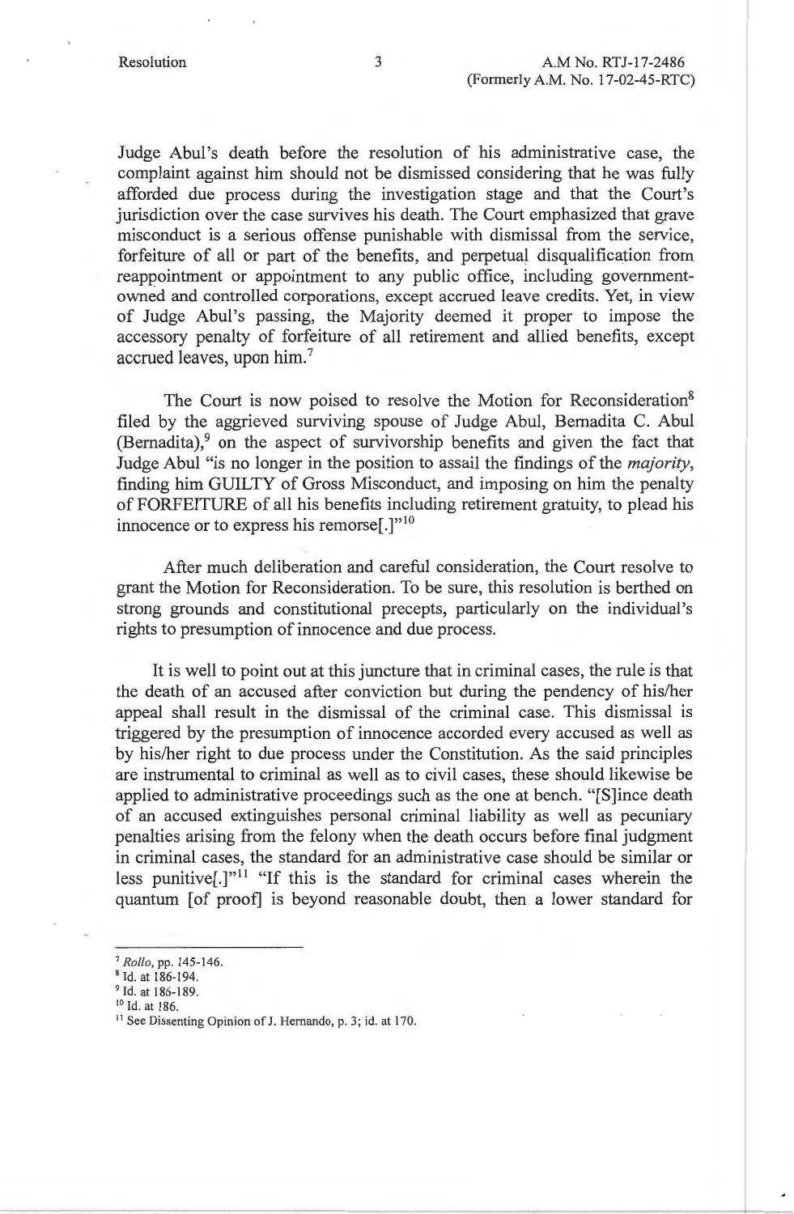Judge Abul's death before the resolution of his administrative case, the complaint against him should not be dismissed considering that he was fully afforded due process during the investigation stage and that the Court's jurisdiction over the case survives his death. The Court emphasized that grave misconduct is a serious offense punishable with dismissal from the service, forfeiture of all or part of the benefits, and perpetual disqualification from reappointment or appointment to any public office, including government-owned and controlled corporations, except accrued leave credits. Yet, in view of Judge Abul's passing, the Majority deemed it proper to impose the accessory penalty of forfeiture of all retirement and allied benefits, except accrued leaves, upon him.[7]

The Court is now poised to resolve the Motion for Reconsideration[8] filed by the aggrieved surviving spouse of Judge Abul, Bernadita C. Abul (Bernadita),[9] on the aspect of survivorship benefits and given the fact that Judge Abul "is no longer in the position to assail the findings of the *majority*, finding him GUILTY of Gross Misconduct, and imposing on him the penalty of FORFEITURE of all his benefits including retirement gratuity, to plead his innocence or to express his remorse[.]"[10]

After much deliberation and careful consideration, the Court resolve to grant the Motion for Reconsideration. To be sure, this resolution is berthed on strong grounds and constitutional precepts, particularly on the individual's rights to presumption of innocence and due process.

It is well to point out at this juncture that in criminal cases, the rule is that the death of an accused after conviction but during the pendency of his/her appeal shall result in the dismissal of the criminal case. This dismissal is triggered by the presumption of innocence accorded every accused as well as by his/her right to due process under the Constitution. As the said principles are instrumental to criminal as well as to civil cases, these should likewise be applied to administrative proceedings such as the one at bench. "[S]ince death of an accused extinguishes personal criminal liability as well as pecuniary penalties arising from the felony when the death occurs before final judgment in criminal cases, the standard for an administrative case should be similar or less punitive[.]"[11] "If this is the standard for criminal cases wherein the quantum [of proof] is beyond reasonable doubt, then a lower standard for

---

[7] *Rollo*, pp. 145-146.
[8] Id. at 186-194.
[9] Id. at 186-189.
[10] Id. at 186.
[11] See Dissenting Opinion of J. Hernando, p. 3; id. at 170.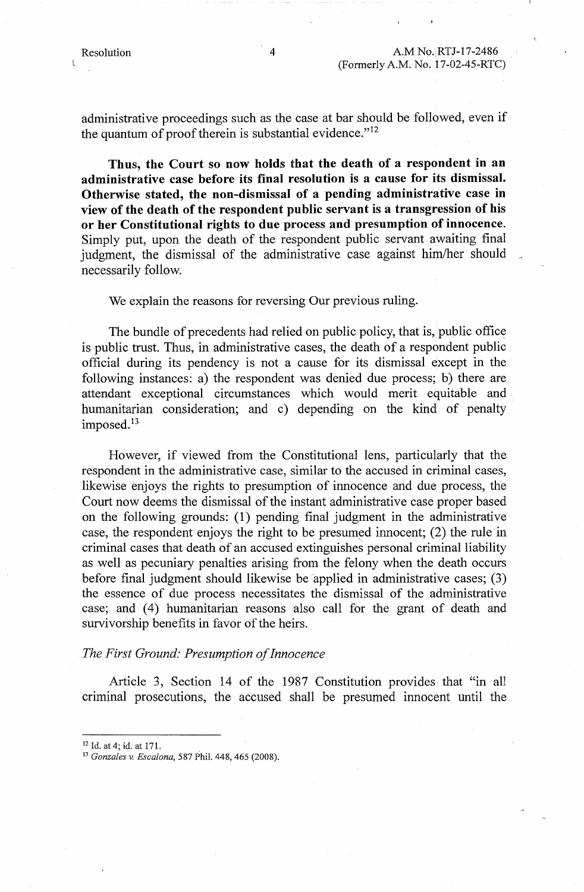administrative proceedings such as the case at bar should be followed, even if the quantum of proof therein is substantial evidence."[12]

**Thus, the Court so now holds that the death of a respondent in an administrative case before its final resolution is a cause for its dismissal. Otherwise stated, the non-dismissal of a pending administrative case in view of the death of the respondent public servant is a transgression of his or her Constitutional rights to due process and presumption of innocence.** Simply put, upon the death of the respondent public servant awaiting final judgment, the dismissal of the administrative case against him/her should necessarily follow.

We explain the reasons for reversing Our previous ruling.

The bundle of precedents had relied on public policy, that is, public office is public trust. Thus, in administrative cases, the death of a respondent public official during its pendency is not a cause for its dismissal except in the following instances: a) the respondent was denied due process; b) there are attendant exceptional circumstances which would merit equitable and humanitarian consideration; and c) depending on the kind of penalty imposed.[13]

However, if viewed from the Constitutional lens, particularly that the respondent in the administrative case, similar to the accused in criminal cases, likewise enjoys the rights to presumption of innocence and due process, the Court now deems the dismissal of the instant administrative case proper based on the following grounds: (1) pending final judgment in the administrative case, the respondent enjoys the right to be presumed innocent; (2) the rule in criminal cases that death of an accused extinguishes personal criminal liability as well as pecuniary penalties arising from the felony when the death occurs before final judgment should likewise be applied in administrative cases; (3) the essence of due process necessitates the dismissal of the administrative case; and (4) humanitarian reasons also call for the grant of death and survivorship benefits in favor of the heirs.

*The First Ground: Presumption of Innocence*

Article 3, Section 14 of the 1987 Constitution provides that "in all criminal prosecutions, the accused shall be presumed innocent until the

---

[12] Id. at 4; id. at 171.

[13] *Gonzales v. Escalona*, 587 Phil. 448, 465 (2008).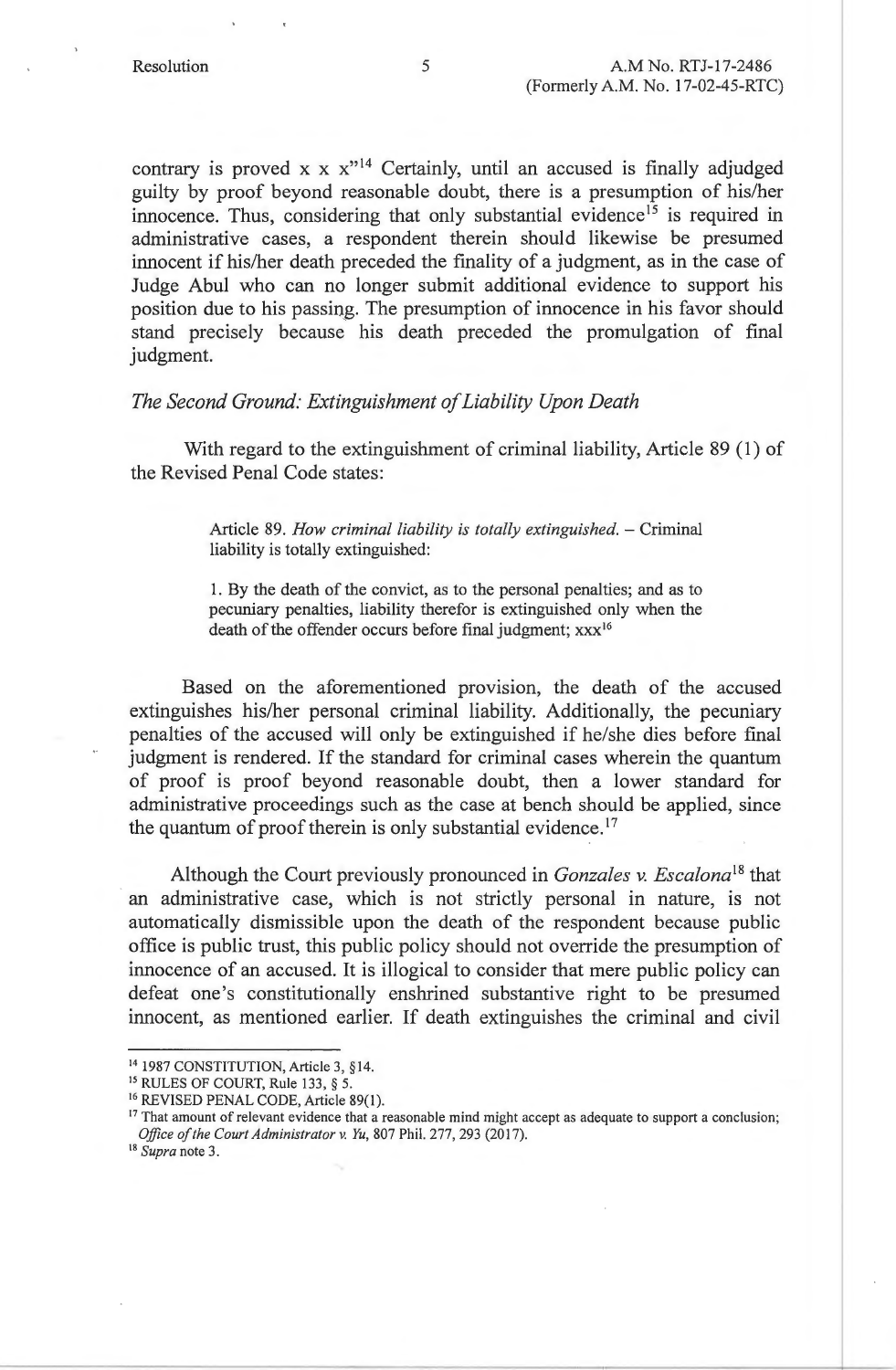contrary is proved x x x"[14] Certainly, until an accused is finally adjudged guilty by proof beyond reasonable doubt, there is a presumption of his/her innocence. Thus, considering that only substantial evidence[15] is required in administrative cases, a respondent therein should likewise be presumed innocent if his/her death preceded the finality of a judgment, as in the case of Judge Abul who can no longer submit additional evidence to support his position due to his passing. The presumption of innocence in his favor should stand precisely because his death preceded the promulgation of final judgment.

*The Second Ground: Extinguishment of Liability Upon Death*

With regard to the extinguishment of criminal liability, Article 89 (1) of the Revised Penal Code states:

> Article 89. *How criminal liability is totally extinguished.* – Criminal liability is totally extinguished:
>
> 1. By the death of the convict, as to the personal penalties; and as to pecuniary penalties, liability therefor is extinguished only when the death of the offender occurs before final judgment; xxx[16]

Based on the aforementioned provision, the death of the accused extinguishes his/her personal criminal liability. Additionally, the pecuniary penalties of the accused will only be extinguished if he/she dies before final judgment is rendered. If the standard for criminal cases wherein the quantum of proof is proof beyond reasonable doubt, then a lower standard for administrative proceedings such as the case at bench should be applied, since the quantum of proof therein is only substantial evidence.[17]

Although the Court previously pronounced in *Gonzales v. Escalona*[18] that an administrative case, which is not strictly personal in nature, is not automatically dismissible upon the death of the respondent because public office is public trust, this public policy should not override the presumption of innocence of an accused. It is illogical to consider that mere public policy can defeat one's constitutionally enshrined substantive right to be presumed innocent, as mentioned earlier. If death extinguishes the criminal and civil

---

[14] 1987 CONSTITUTION, Article 3, §14.

[15] RULES OF COURT, Rule 133, § 5.

[16] REVISED PENAL CODE, Article 89(1).

[17] That amount of relevant evidence that a reasonable mind might accept as adequate to support a conclusion; *Office of the Court Administrator v. Yu*, 807 Phil. 277, 293 (2017).

[18] *Supra* note 3.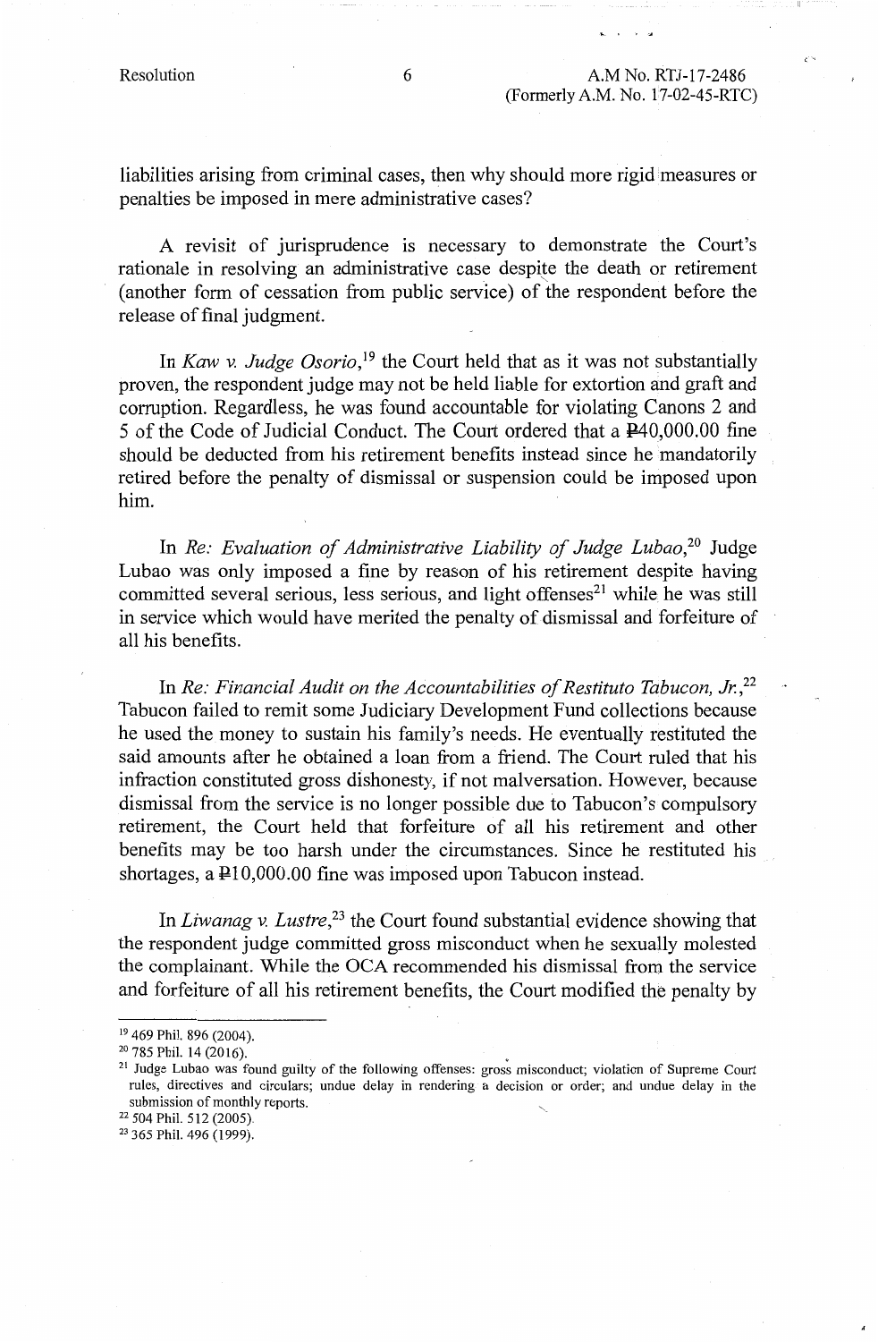liabilities arising from criminal cases, then why should more rigid measures or penalties be imposed in mere administrative cases?

A revisit of jurisprudence is necessary to demonstrate the Court's rationale in resolving an administrative case despite the death or retirement (another form of cessation from public service) of the respondent before the release of final judgment.

In *Kaw v. Judge Osorio*,[19] the Court held that as it was not substantially proven, the respondent judge may not be held liable for extortion and graft and corruption. Regardless, he was found accountable for violating Canons 2 and 5 of the Code of Judicial Conduct. The Court ordered that a ₱40,000.00 fine should be deducted from his retirement benefits instead since he mandatorily retired before the penalty of dismissal or suspension could be imposed upon him.

In *Re: Evaluation of Administrative Liability of Judge Lubao*,[20] Judge Lubao was only imposed a fine by reason of his retirement despite having committed several serious, less serious, and light offenses[21] while he was still in service which would have merited the penalty of dismissal and forfeiture of all his benefits.

In *Re: Financial Audit on the Accountabilities of Restituto Tabucon, Jr.*,[22] Tabucon failed to remit some Judiciary Development Fund collections because he used the money to sustain his family's needs. He eventually restituted the said amounts after he obtained a loan from a friend. The Court ruled that his infraction constituted gross dishonesty, if not malversation. However, because dismissal from the service is no longer possible due to Tabucon's compulsory retirement, the Court held that forfeiture of all his retirement and other benefits may be too harsh under the circumstances. Since he restituted his shortages, a ₱10,000.00 fine was imposed upon Tabucon instead.

In *Liwanag v. Lustre*,[23] the Court found substantial evidence showing that the respondent judge committed gross misconduct when he sexually molested the complainant. While the OCA recommended his dismissal from the service and forfeiture of all his retirement benefits, the Court modified the penalty by

---

[19] 469 Phil. 896 (2004).

[20] 785 Phil. 14 (2016).

[21] Judge Lubao was found guilty of the following offenses: gross misconduct; violation of Supreme Court rules, directives and circulars; undue delay in rendering a decision or order; and undue delay in the submission of monthly reports.

[22] 504 Phil. 512 (2005).

[23] 365 Phil. 496 (1999).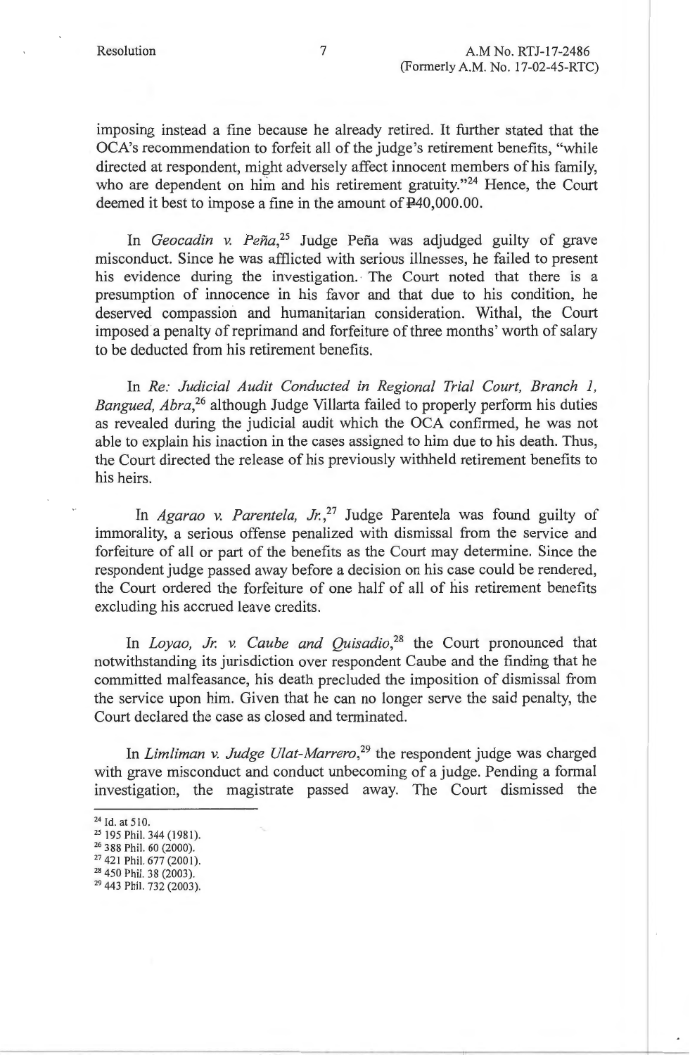imposing instead a fine because he already retired. It further stated that the OCA's recommendation to forfeit all of the judge's retirement benefits, "while directed at respondent, might adversely affect innocent members of his family, who are dependent on him and his retirement gratuity."[24] Hence, the Court deemed it best to impose a fine in the amount of ₱40,000.00.

In *Geocadin v. Peña*,[25] Judge Peña was adjudged guilty of grave misconduct. Since he was afflicted with serious illnesses, he failed to present his evidence during the investigation. The Court noted that there is a presumption of innocence in his favor and that due to his condition, he deserved compassion and humanitarian consideration. Withal, the Court imposed a penalty of reprimand and forfeiture of three months' worth of salary to be deducted from his retirement benefits.

In *Re: Judicial Audit Conducted in Regional Trial Court, Branch 1, Bangued, Abra*,[26] although Judge Villarta failed to properly perform his duties as revealed during the judicial audit which the OCA confirmed, he was not able to explain his inaction in the cases assigned to him due to his death. Thus, the Court directed the release of his previously withheld retirement benefits to his heirs.

In *Agarao v. Parentela, Jr.*,[27] Judge Parentela was found guilty of immorality, a serious offense penalized with dismissal from the service and forfeiture of all or part of the benefits as the Court may determine. Since the respondent judge passed away before a decision on his case could be rendered, the Court ordered the forfeiture of one half of all of his retirement benefits excluding his accrued leave credits.

In *Loyao, Jr. v. Caube and Quisadio*,[28] the Court pronounced that notwithstanding its jurisdiction over respondent Caube and the finding that he committed malfeasance, his death precluded the imposition of dismissal from the service upon him. Given that he can no longer serve the said penalty, the Court declared the case as closed and terminated.

In *Limliman v. Judge Ulat-Marrero*,[29] the respondent judge was charged with grave misconduct and conduct unbecoming of a judge. Pending a formal investigation, the magistrate passed away. The Court dismissed the

---

[24] Id. at 510.
[25] 195 Phil. 344 (1981).
[26] 388 Phil. 60 (2000).
[27] 421 Phil. 677 (2001).
[28] 450 Phil. 38 (2003).
[29] 443 Phil. 732 (2003).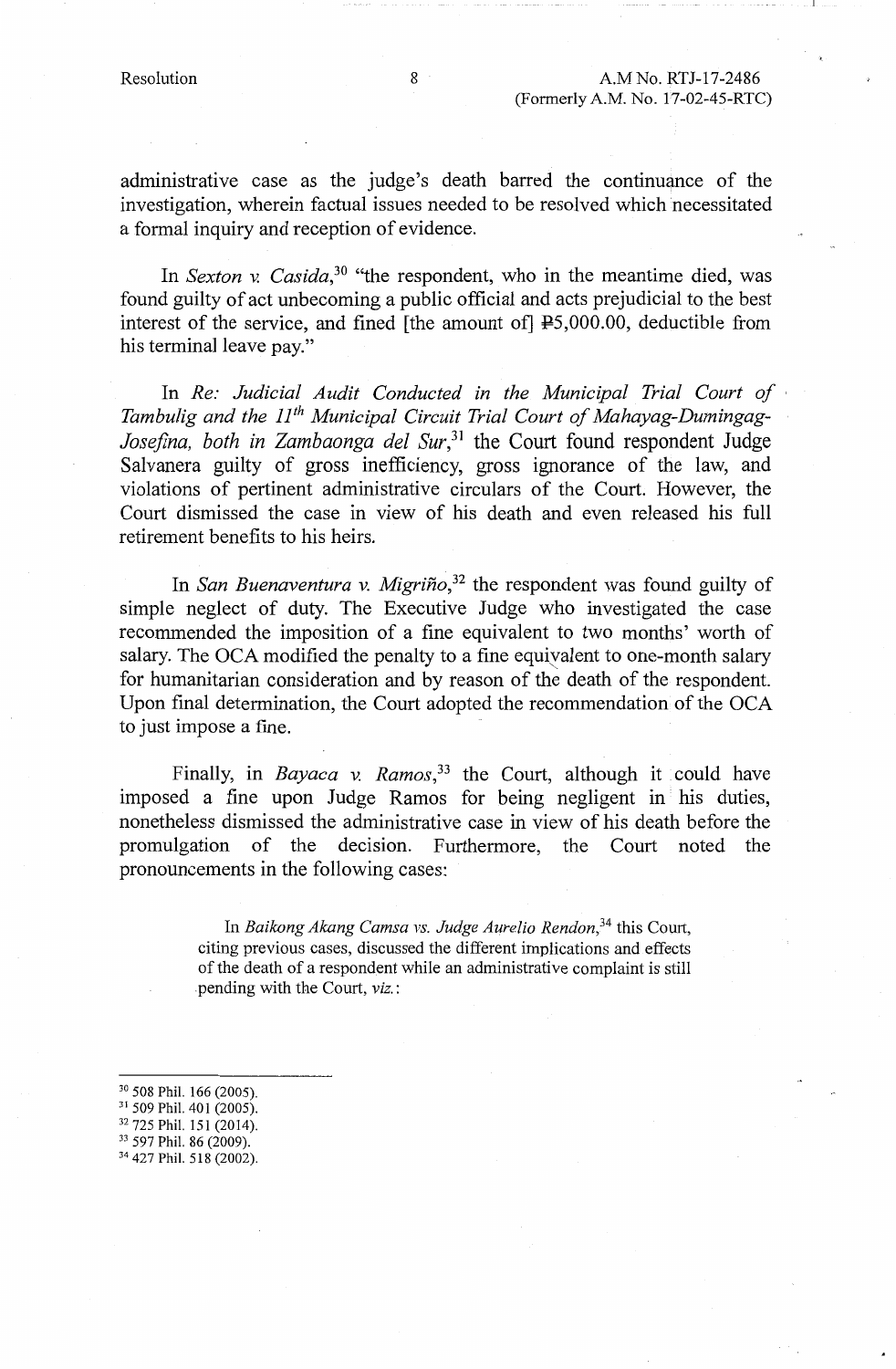administrative case as the judge's death barred the continuance of the investigation, wherein factual issues needed to be resolved which necessitated a formal inquiry and reception of evidence.

In *Sexton v. Casida*,[30] "the respondent, who in the meantime died, was found guilty of act unbecoming a public official and acts prejudicial to the best interest of the service, and fined [the amount of] ₱5,000.00, deductible from his terminal leave pay."

In *Re: Judicial Audit Conducted in the Municipal Trial Court of Tambulig and the 11th Municipal Circuit Trial Court of Mahayag-Dumingag-Josefina, both in Zambaonga del Sur*,[31] the Court found respondent Judge Salvanera guilty of gross inefficiency, gross ignorance of the law, and violations of pertinent administrative circulars of the Court. However, the Court dismissed the case in view of his death and even released his full retirement benefits to his heirs.

In *San Buenaventura v. Migriño*,[32] the respondent was found guilty of simple neglect of duty. The Executive Judge who investigated the case recommended the imposition of a fine equivalent to two months' worth of salary. The OCA modified the penalty to a fine equivalent to one-month salary for humanitarian consideration and by reason of the death of the respondent. Upon final determination, the Court adopted the recommendation of the OCA to just impose a fine.

Finally, in *Bayaca v. Ramos*,[33] the Court, although it could have imposed a fine upon Judge Ramos for being negligent in his duties, nonetheless dismissed the administrative case in view of his death before the promulgation of the decision. Furthermore, the Court noted the pronouncements in the following cases:

> In *Baikong Akang Camsa vs. Judge Aurelio Rendon*,[34] this Court, citing previous cases, discussed the different implications and effects of the death of a respondent while an administrative complaint is still pending with the Court, *viz.*:

---

[30] 508 Phil. 166 (2005).
[31] 509 Phil. 401 (2005).
[32] 725 Phil. 151 (2014).
[33] 597 Phil. 86 (2009).
[34] 427 Phil. 518 (2002).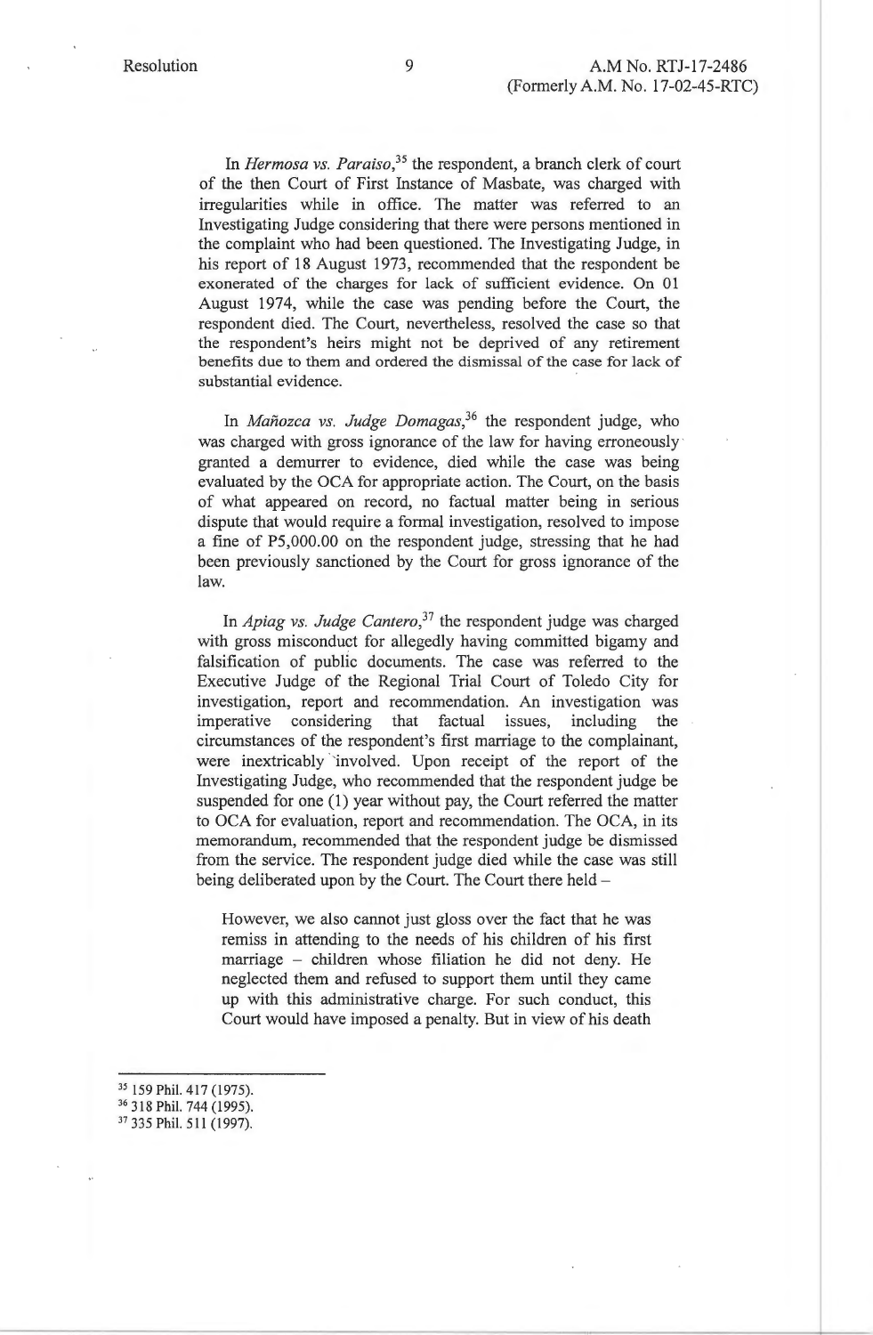In *Hermosa vs. Paraiso*,[35] the respondent, a branch clerk of court of the then Court of First Instance of Masbate, was charged with irregularities while in office. The matter was referred to an Investigating Judge considering that there were persons mentioned in the complaint who had been questioned. The Investigating Judge, in his report of 18 August 1973, recommended that the respondent be exonerated of the charges for lack of sufficient evidence. On 01 August 1974, while the case was pending before the Court, the respondent died. The Court, nevertheless, resolved the case so that the respondent's heirs might not be deprived of any retirement benefits due to them and ordered the dismissal of the case for lack of substantial evidence.

In *Mañozca vs. Judge Domagas*,[36] the respondent judge, who was charged with gross ignorance of the law for having erroneously granted a demurrer to evidence, died while the case was being evaluated by the OCA for appropriate action. The Court, on the basis of what appeared on record, no factual matter being in serious dispute that would require a formal investigation, resolved to impose a fine of P5,000.00 on the respondent judge, stressing that he had been previously sanctioned by the Court for gross ignorance of the law.

In *Apiag vs. Judge Cantero*,[37] the respondent judge was charged with gross misconduct for allegedly having committed bigamy and falsification of public documents. The case was referred to the Executive Judge of the Regional Trial Court of Toledo City for investigation, report and recommendation. An investigation was imperative considering that factual issues, including the circumstances of the respondent's first marriage to the complainant, were inextricably involved. Upon receipt of the report of the Investigating Judge, who recommended that the respondent judge be suspended for one (1) year without pay, the Court referred the matter to OCA for evaluation, report and recommendation. The OCA, in its memorandum, recommended that the respondent judge be dismissed from the service. The respondent judge died while the case was still being deliberated upon by the Court. The Court there held –

> However, we also cannot just gloss over the fact that he was remiss in attending to the needs of his children of his first marriage – children whose filiation he did not deny. He neglected them and refused to support them until they came up with this administrative charge. For such conduct, this Court would have imposed a penalty. But in view of his death

---

[35] 159 Phil. 417 (1975).

[36] 318 Phil. 744 (1995).

[37] 335 Phil. 511 (1997).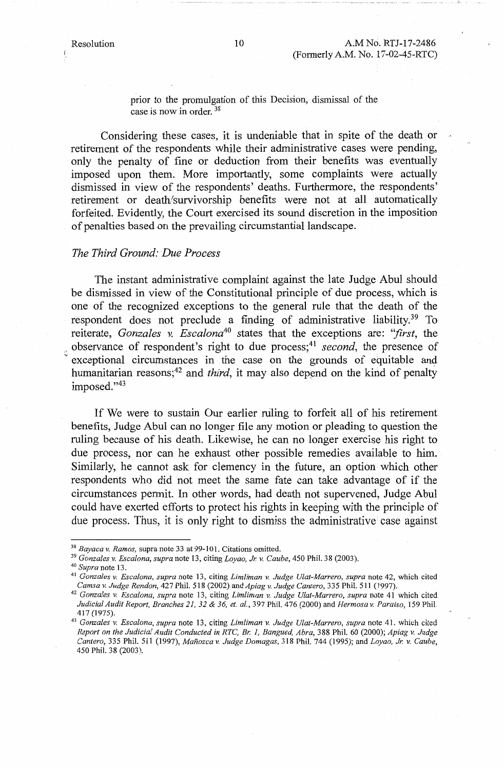prior to the promulgation of this Decision, dismissal of the case is now in order. [38]

Considering these cases, it is undeniable that in spite of the death or retirement of the respondents while their administrative cases were pending, only the penalty of fine or deduction from their benefits was eventually imposed upon them. More importantly, some complaints were actually dismissed in view of the respondents' deaths. Furthermore, the respondents' retirement or death/survivorship benefits were not at all automatically forfeited. Evidently, the Court exercised its sound discretion in the imposition of penalties based on the prevailing circumstantial landscape.

*The Third Ground: Due Process*

The instant administrative complaint against the late Judge Abul should be dismissed in view of the Constitutional principle of due process, which is one of the recognized exceptions to the general rule that the death of the respondent does not preclude a finding of administrative liability.[39] To reiterate, *Gonzales v. Escalona*[40] states that the exceptions are: "*first*, the observance of respondent's right to due process;[41] *second*, the presence of exceptional circumstances in the case on the grounds of equitable and humanitarian reasons;[42] and *third*, it may also depend on the kind of penalty imposed."[43]

If We were to sustain Our earlier ruling to forfeit all of his retirement benefits, Judge Abul can no longer file any motion or pleading to question the ruling because of his death. Likewise, he can no longer exercise his right to due process, nor can he exhaust other possible remedies available to him. Similarly, he cannot ask for clemency in the future, an option which other respondents who did not meet the same fate can take advantage of if the circumstances permit. In other words, had death not supervened, Judge Abul could have exerted efforts to protect his rights in keeping with the principle of due process. Thus, it is only right to dismiss the administrative case against

---

[38] *Bayaca v. Ramos*, supra note 33 at 99-101. Citations omitted.

[39] *Gonzales v. Escalona, supra* note 13, citing *Loyao, Jr. v. Caube*, 450 Phil. 38 (2003).

[40] *Supra* note 13.

[41] *Gonzales v. Escalona, supra* note 13, citing *Limliman v. Judge Ulat-Marrero, supra* note 42, which cited *Camsa v. Judge Rendon*, 427 Phil. 518 (2002) and *Apiag v. Judge Cantero*, 335 Phil. 511 (1997).

[42] *Gonzales v. Escalona, supra* note 13, citing *Limliman v. Judge Ulat-Marrero, supra* note 41 which cited *Judicial Audit Report, Branches 21, 32 & 36, et. al.*, 397 Phil. 476 (2000) and *Hermosa v. Paraiso*, 159 Phil. 417 (1975).

[43] *Gonzales v. Escalona, supra* note 13, citing *Limliman v. Judge Ulat-Marrero, supra* note 41, which cited *Report on the Judicial Audit Conducted in RTC, Br. 1, Bangued, Abra*, 388 Phil. 60 (2000); *Apiag v. Judge Cantero*, 335 Phil. 511 (1997), *Mañozca v. Judge Domagas*, 318 Phil. 744 (1995); and *Loyao, Jr. v. Caube*, 450 Phil. 38 (2003).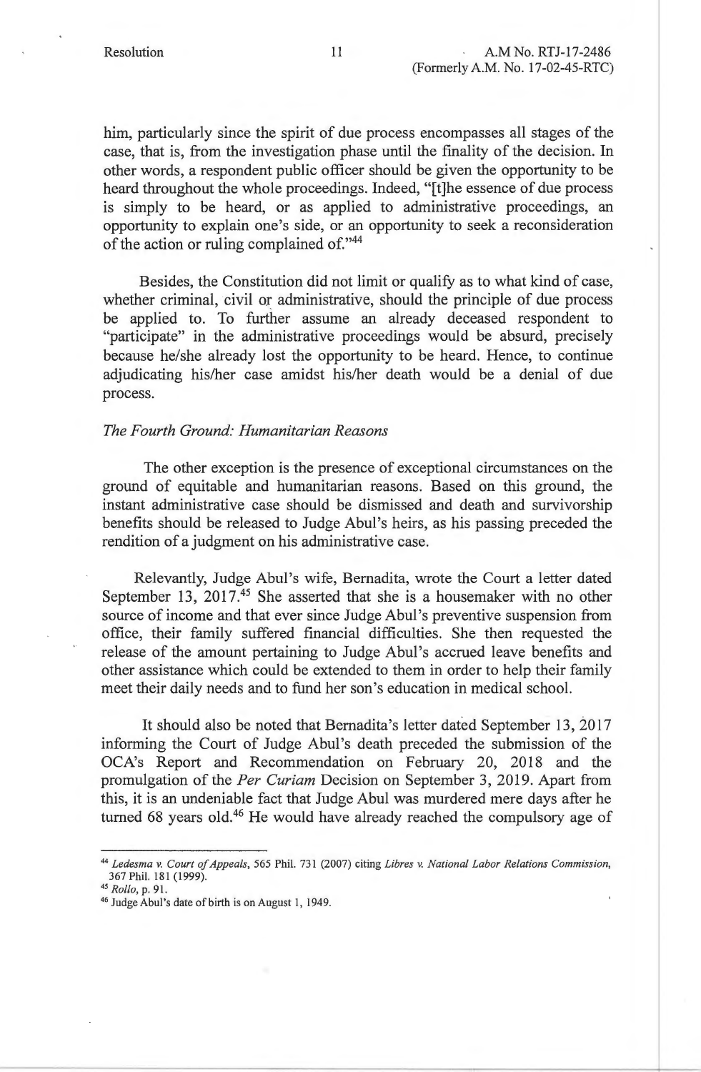him, particularly since the spirit of due process encompasses all stages of the case, that is, from the investigation phase until the finality of the decision. In other words, a respondent public officer should be given the opportunity to be heard throughout the whole proceedings. Indeed, "[t]he essence of due process is simply to be heard, or as applied to administrative proceedings, an opportunity to explain one's side, or an opportunity to seek a reconsideration of the action or ruling complained of."[44]

Besides, the Constitution did not limit or qualify as to what kind of case, whether criminal, civil or administrative, should the principle of due process be applied to. To further assume an already deceased respondent to "participate" in the administrative proceedings would be absurd, precisely because he/she already lost the opportunity to be heard. Hence, to continue adjudicating his/her case amidst his/her death would be a denial of due process.

*The Fourth Ground: Humanitarian Reasons*

The other exception is the presence of exceptional circumstances on the ground of equitable and humanitarian reasons. Based on this ground, the instant administrative case should be dismissed and death and survivorship benefits should be released to Judge Abul's heirs, as his passing preceded the rendition of a judgment on his administrative case.

Relevantly, Judge Abul's wife, Bernadita, wrote the Court a letter dated September 13, 2017.[45] She asserted that she is a housemaker with no other source of income and that ever since Judge Abul's preventive suspension from office, their family suffered financial difficulties. She then requested the release of the amount pertaining to Judge Abul's accrued leave benefits and other assistance which could be extended to them in order to help their family meet their daily needs and to fund her son's education in medical school.

It should also be noted that Bernadita's letter dated September 13, 2017 informing the Court of Judge Abul's death preceded the submission of the OCA's Report and Recommendation on February 20, 2018 and the promulgation of the *Per Curiam* Decision on September 3, 2019. Apart from this, it is an undeniable fact that Judge Abul was murdered mere days after he turned 68 years old.[46] He would have already reached the compulsory age of

---

[44] *Ledesma v. Court of Appeals*, 565 Phil. 731 (2007) citing *Libres v. National Labor Relations Commission*, 367 Phil. 181 (1999).

[45] *Rollo*, p. 91.

[46] Judge Abul's date of birth is on August 1, 1949.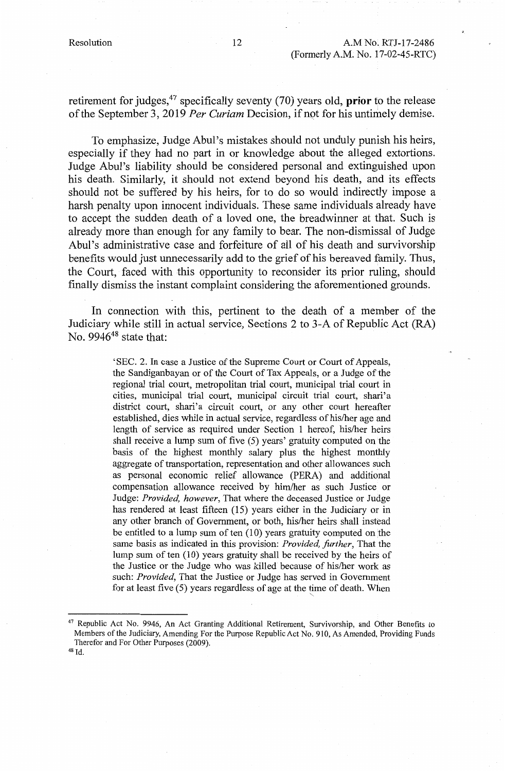retirement for judges,[47] specifically seventy (70) years old, **prior** to the release of the September 3, 2019 *Per Curiam* Decision, if not for his untimely demise.

To emphasize, Judge Abul's mistakes should not unduly punish his heirs, especially if they had no part in or knowledge about the alleged extortions. Judge Abul's liability should be considered personal and extinguished upon his death. Similarly, it should not extend beyond his death, and its effects should not be suffered by his heirs, for to do so would indirectly impose a harsh penalty upon innocent individuals. These same individuals already have to accept the sudden death of a loved one, the breadwinner at that. Such is already more than enough for any family to bear. The non-dismissal of Judge Abul's administrative case and forfeiture of all of his death and survivorship benefits would just unnecessarily add to the grief of his bereaved family. Thus, the Court, faced with this opportunity to reconsider its prior ruling, should finally dismiss the instant complaint considering the aforementioned grounds.

In connection with this, pertinent to the death of a member of the Judiciary while still in actual service, Sections 2 to 3-A of Republic Act (RA) No. 9946[48] state that:

> 'SEC. 2. In case a Justice of the Supreme Court or Court of Appeals, the Sandiganbayan or of the Court of Tax Appeals, or a Judge of the regional trial court, metropolitan trial court, municipal trial court in cities, municipal trial court, municipal circuit trial court, shari'a district court, shari'a circuit court, or any other court hereafter established, dies while in actual service, regardless of his/her age and length of service as required under Section 1 hereof, his/her heirs shall receive a lump sum of five (5) years' gratuity computed on the basis of the highest monthly salary plus the highest monthly aggregate of transportation, representation and other allowances such as personal economic relief allowance (PERA) and additional compensation allowance received by him/her as such Justice or Judge: *Provided, however*, That where the deceased Justice or Judge has rendered at least fifteen (15) years either in the Judiciary or in any other branch of Government, or both, his/her heirs shall instead be entitled to a lump sum of ten (10) years gratuity computed on the same basis as indicated in this provision: *Provided, further*, That the lump sum of ten (10) years gratuity shall be received by the heirs of the Justice or the Judge who was killed because of his/her work as such: *Provided*, That the Justice or Judge has served in Government for at least five (5) years regardless of age at the time of death. When

---

[47] Republic Act No. 9946, An Act Granting Additional Retirement, Survivorship, and Other Benefits to Members of the Judiciary, Amending For the Purpose Republic Act No. 910, As Amended, Providing Funds Therefor and For Other Purposes (2009).

[48] Id.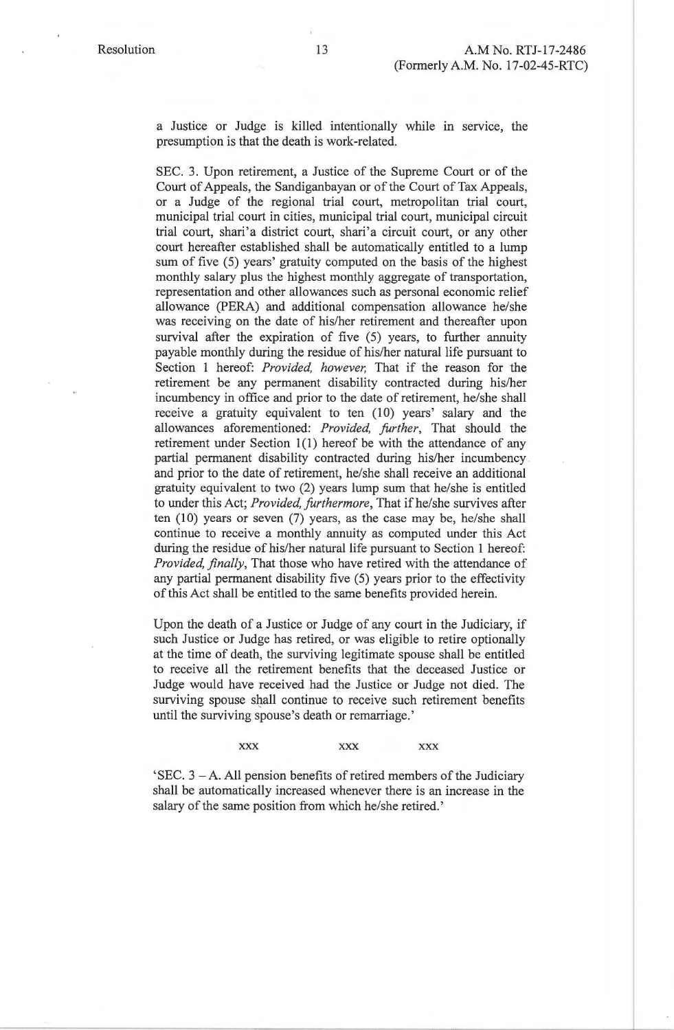a Justice or Judge is killed intentionally while in service, the presumption is that the death is work-related.

SEC. 3. Upon retirement, a Justice of the Supreme Court or of the Court of Appeals, the Sandiganbayan or of the Court of Tax Appeals, or a Judge of the regional trial court, metropolitan trial court, municipal trial court in cities, municipal trial court, municipal circuit trial court, shari'a district court, shari'a circuit court, or any other court hereafter established shall be automatically entitled to a lump sum of five (5) years' gratuity computed on the basis of the highest monthly salary plus the highest monthly aggregate of transportation, representation and other allowances such as personal economic relief allowance (PERA) and additional compensation allowance he/she was receiving on the date of his/her retirement and thereafter upon survival after the expiration of five (5) years, to further annuity payable monthly during the residue of his/her natural life pursuant to Section 1 hereof: *Provided, however,* That if the reason for the retirement be any permanent disability contracted during his/her incumbency in office and prior to the date of retirement, he/she shall receive a gratuity equivalent to ten (10) years' salary and the allowances aforementioned: *Provided, further*, That should the retirement under Section 1(1) hereof be with the attendance of any partial permanent disability contracted during his/her incumbency and prior to the date of retirement, he/she shall receive an additional gratuity equivalent to two (2) years lump sum that he/she is entitled to under this Act; *Provided, furthermore*, That if he/she survives after ten (10) years or seven (7) years, as the case may be, he/she shall continue to receive a monthly annuity as computed under this Act during the residue of his/her natural life pursuant to Section 1 hereof: *Provided, finally*, That those who have retired with the attendance of any partial permanent disability five (5) years prior to the effectivity of this Act shall be entitled to the same benefits provided herein.

Upon the death of a Justice or Judge of any court in the Judiciary, if such Justice or Judge has retired, or was eligible to retire optionally at the time of death, the surviving legitimate spouse shall be entitled to receive all the retirement benefits that the deceased Justice or Judge would have received had the Justice or Judge not died. The surviving spouse shall continue to receive such retirement benefits until the surviving spouse's death or remarriage.'

xxx xxx xxx

'SEC. 3 – A. All pension benefits of retired members of the Judiciary shall be automatically increased whenever there is an increase in the salary of the same position from which he/she retired.'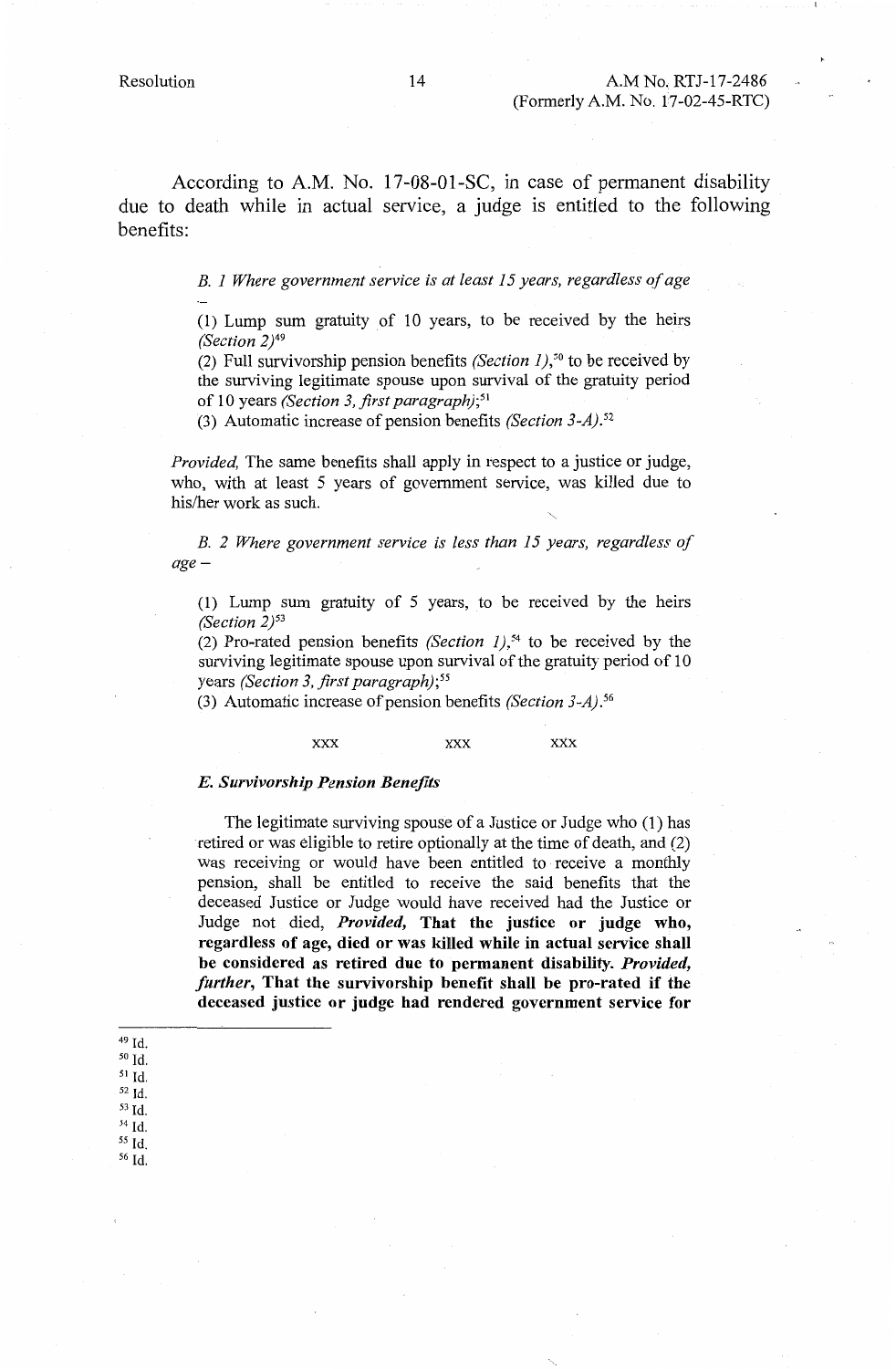According to A.M. No. 17-08-01-SC, in case of permanent disability due to death while in actual service, a judge is entitled to the following benefits:

> *B. 1 Where government service is at least 15 years, regardless of age* –
>
> (1) Lump sum gratuity of 10 years, to be received by the heirs *(Section 2)*[49]
>
> (2) Full survivorship pension benefits *(Section 1)*,[50] to be received by the surviving legitimate spouse upon survival of the gratuity period of 10 years *(Section 3, first paragraph)*;[51]
>
> (3) Automatic increase of pension benefits *(Section 3-A)*.[52]
>
> *Provided,* The same benefits shall apply in respect to a justice or judge, who, with at least 5 years of government service, was killed due to his/her work as such.
>
> *B. 2 Where government service is less than 15 years, regardless of age* –
>
> (1) Lump sum gratuity of 5 years, to be received by the heirs *(Section 2)*[53]
>
> (2) Pro-rated pension benefits *(Section 1)*,[54] to be received by the surviving legitimate spouse upon survival of the gratuity period of 10 years *(Section 3, first paragraph)*;[55]
>
> (3) Automatic increase of pension benefits *(Section 3-A)*.[56]
>
> xxx xxx xxx
>
> ***E. Survivorship Pension Benefits***
>
> The legitimate surviving spouse of a Justice or Judge who (1) has retired or was eligible to retire optionally at the time of death, and (2) was receiving or would have been entitled to receive a monthly pension, shall be entitled to receive the said benefits that the deceased Justice or Judge would have received had the Justice or Judge not died, ***Provided,*** **That the justice or judge who, regardless of age, died or was killed while in actual service shall be considered as retired due to permanent disability.** ***Provided, further,*** **That the survivorship benefit shall be pro-rated if the deceased justice or judge had rendered government service for**

---

[49] Id.
[50] Id.
[51] Id.
[52] Id.
[53] Id.
[54] Id.
[55] Id.
[56] Id.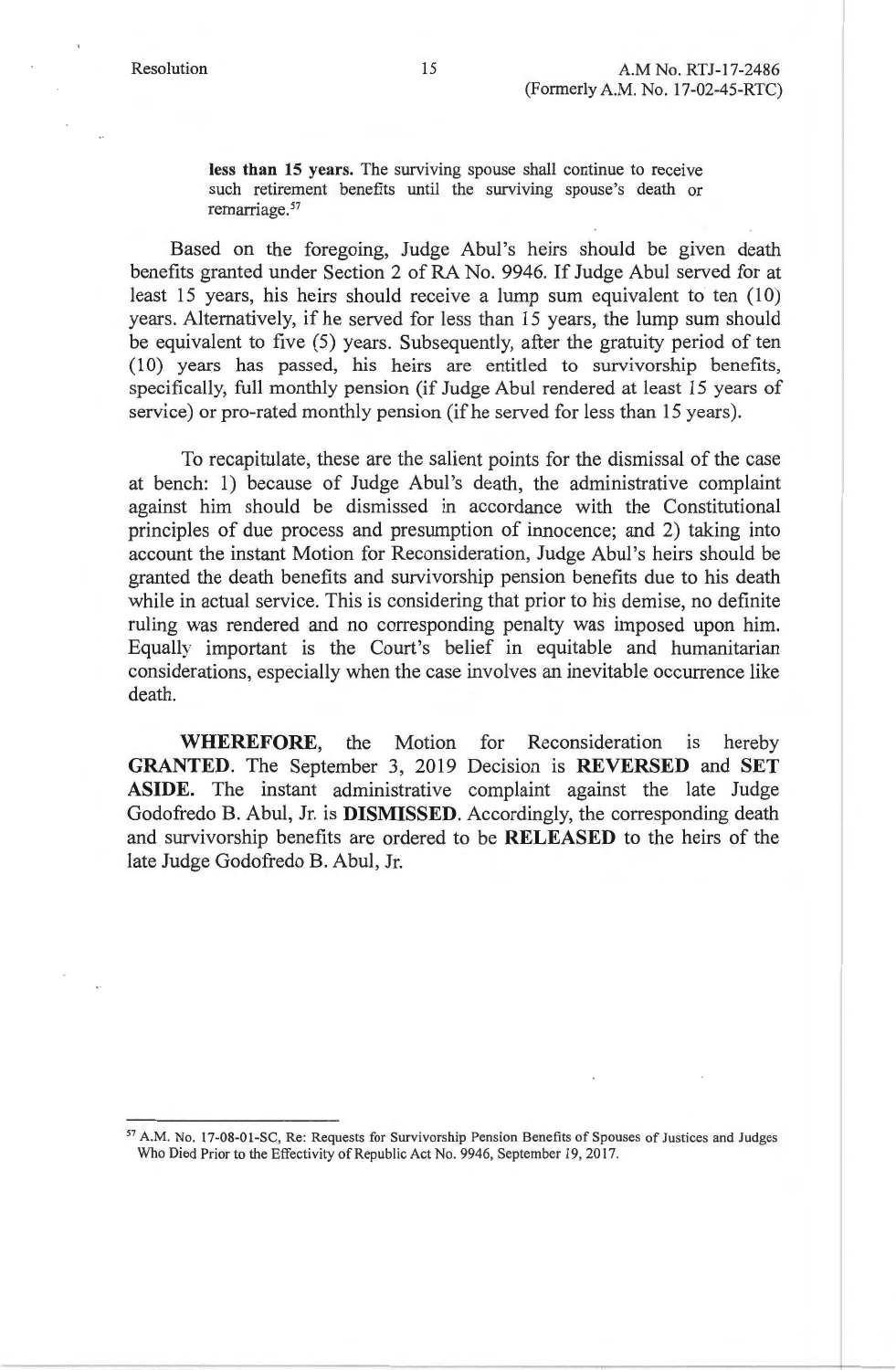> **less than 15 years.** The surviving spouse shall continue to receive such retirement benefits until the surviving spouse's death or remarriage.[57]

Based on the foregoing, Judge Abul's heirs should be given death benefits granted under Section 2 of RA No. 9946. If Judge Abul served for at least 15 years, his heirs should receive a lump sum equivalent to ten (10) years. Alternatively, if he served for less than 15 years, the lump sum should be equivalent to five (5) years. Subsequently, after the gratuity period of ten (10) years has passed, his heirs are entitled to survivorship benefits, specifically, full monthly pension (if Judge Abul rendered at least 15 years of service) or pro-rated monthly pension (if he served for less than 15 years).

To recapitulate, these are the salient points for the dismissal of the case at bench: 1) because of Judge Abul's death, the administrative complaint against him should be dismissed in accordance with the Constitutional principles of due process and presumption of innocence; and 2) taking into account the instant Motion for Reconsideration, Judge Abul's heirs should be granted the death benefits and survivorship pension benefits due to his death while in actual service. This is considering that prior to his demise, no definite ruling was rendered and no corresponding penalty was imposed upon him. Equally important is the Court's belief in equitable and humanitarian considerations, especially when the case involves an inevitable occurrence like death.

**WHEREFORE**, the Motion for Reconsideration is hereby **GRANTED**. The September 3, 2019 Decision is **REVERSED** and **SET ASIDE.** The instant administrative complaint against the late Judge Godofredo B. Abul, Jr. is **DISMISSED**. Accordingly, the corresponding death and survivorship benefits are ordered to be **RELEASED** to the heirs of the late Judge Godofredo B. Abul, Jr.

---

[57] A.M. No. 17-08-01-SC, Re: Requests for Survivorship Pension Benefits of Spouses of Justices and Judges Who Died Prior to the Effectivity of Republic Act No. 9946, September 19, 2017.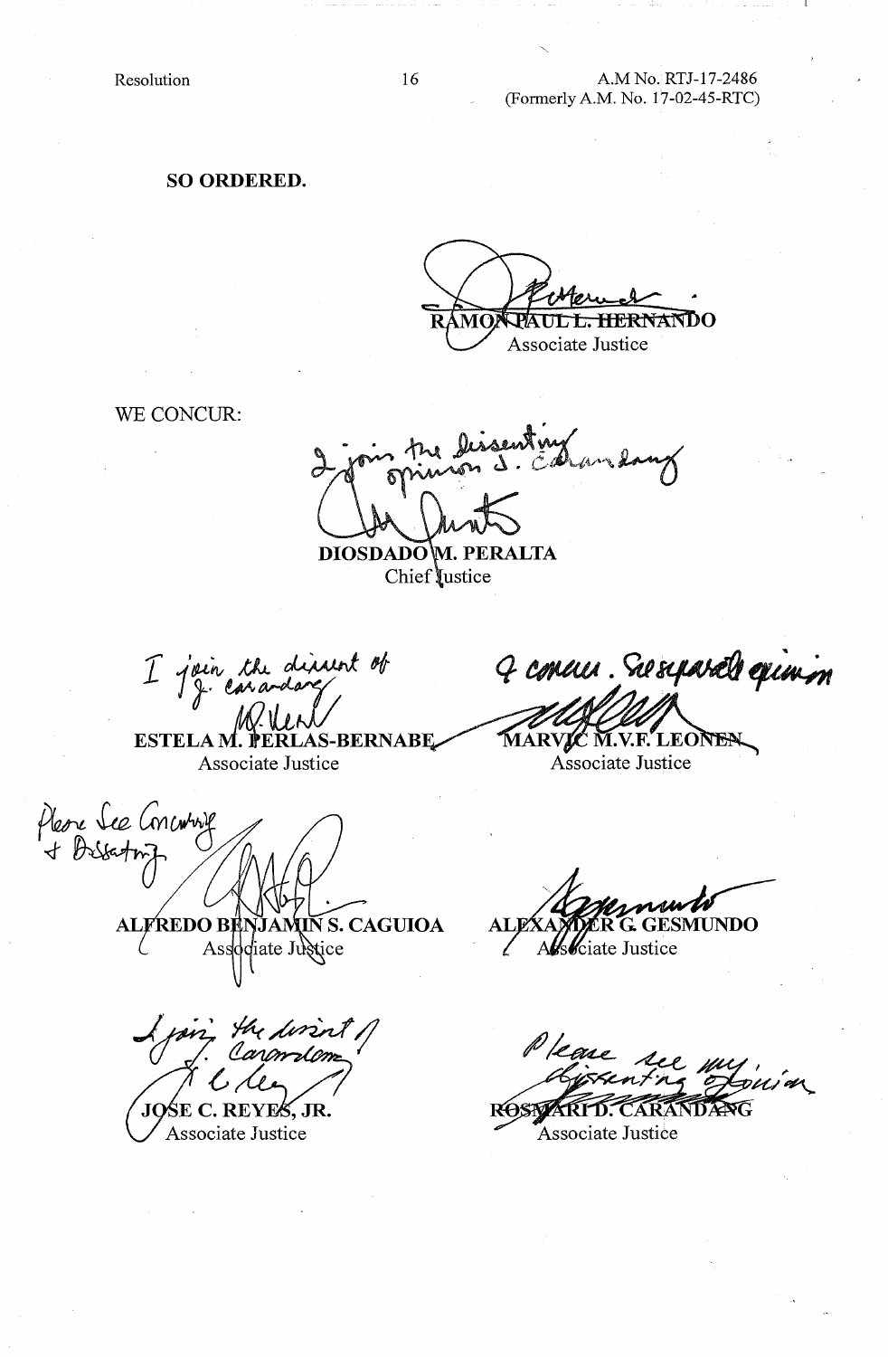**SO ORDERED.**

RAMON PAUL L. HERNANDO
Associate Justice

WE CONCUR:

I join the dissenting opinion J. Carandang

DIOSDADO M. PERALTA
Chief Justice

I join the dissent of J. Carandang

ESTELA M. PERLAS-BERNABE
Associate Justice

I concur. See separate opinion

MARVIC M.V.F. LEONEN
Associate Justice

Please See Concurring & Dissenting

ALFREDO BENJAMIN S. CAGUIOA
Associate Justice

ALEXANDER G. GESMUNDO
Associate Justice

I join the dissent of J. Carandang

JOSE C. REYES, JR.
Associate Justice

Please see my dissenting opinion

ROSMARI D. CARANDANG
Associate Justice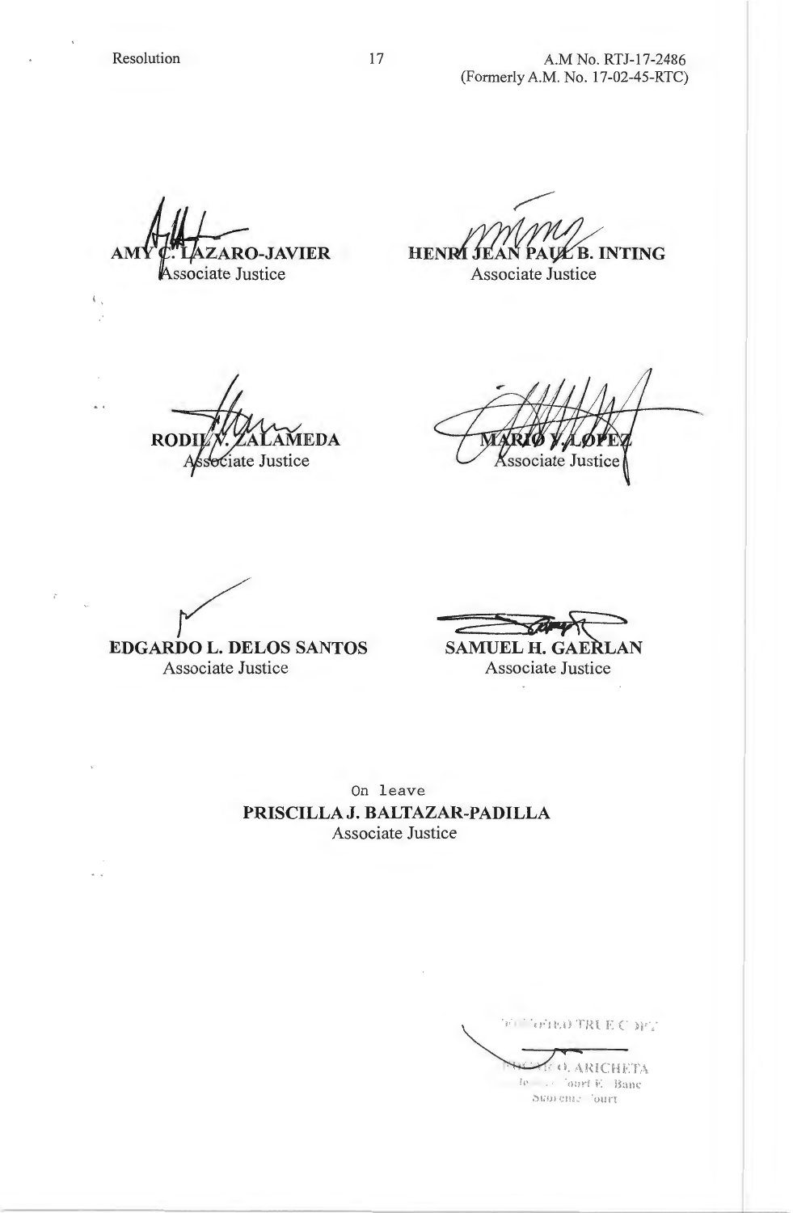**AMY C. LAZARO-JAVIER**
Associate Justice

**HENRI JEAN PAUL B. INTING**
Associate Justice

**RODIL V. ZALAMEDA**
Associate Justice

**MARIO V. LOPEZ**
Associate Justice

**EDGARDO L. DELOS SANTOS**
Associate Justice

**SAMUEL H. GAERLAN**
Associate Justice

On leave
**PRISCILLA J. BALTAZAR-PADILLA**
Associate Justice

CERTIFIED TRUE COPY

EDGAR O. ARICHETA
Clerk of Court En Banc
Supreme Court